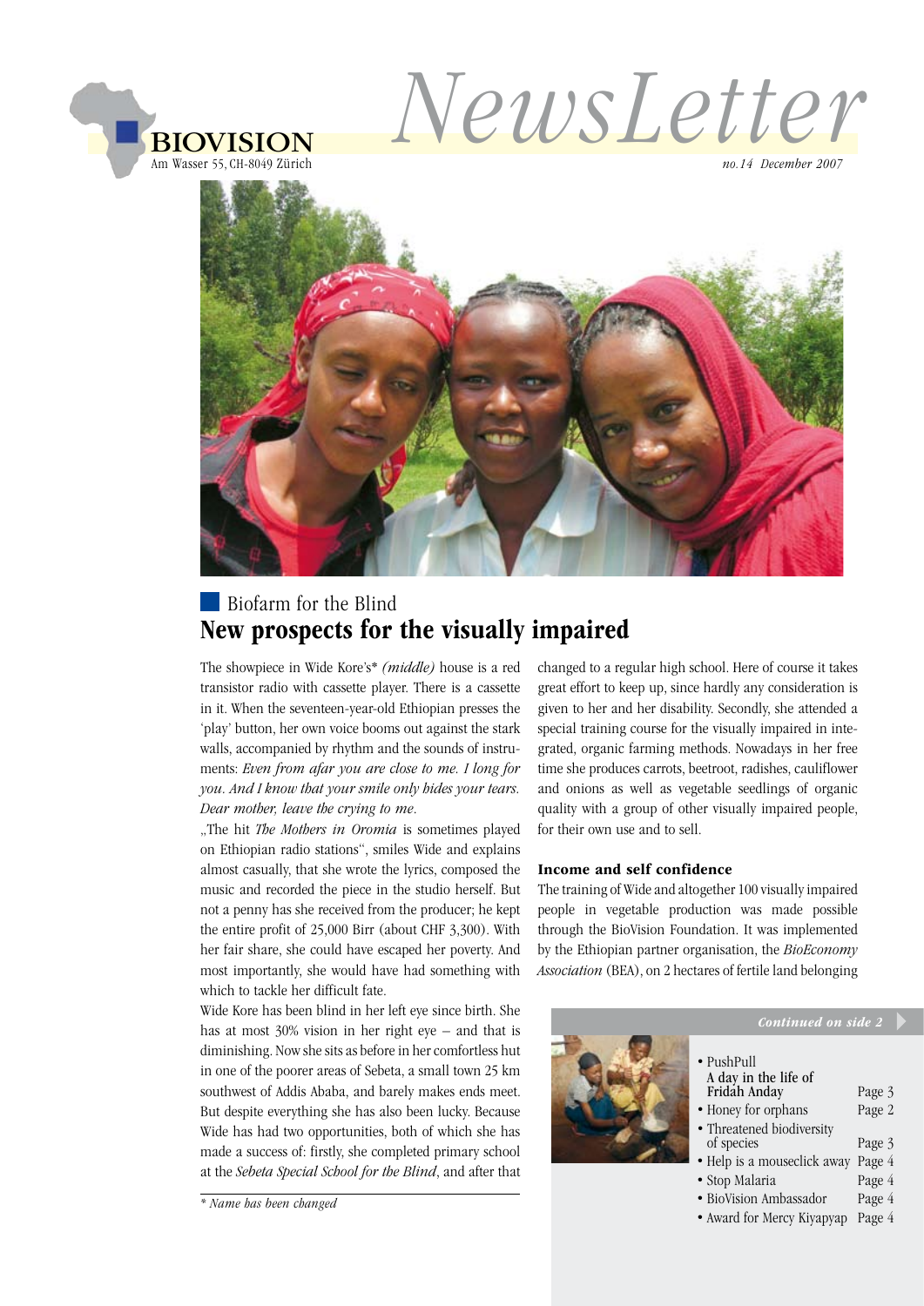BIOVISION
Am Wasser 55, CH-8049 Zürich

# NewsLetter

*no.14 December 2007*

Biofarm for the Blind

## New prospects for the visually impaired

The showpiece in Wide Kore's* *(middle)* house is a red transistor radio with cassette player. There is a cassette in it. When the seventeen-year-old Ethiopian presses the 'play' button, her own voice booms out against the stark walls, accompanied by rhythm and the sounds of instruments: *Even from afar you are close to me. I long for you. And I know that your smile only hides your tears. Dear mother, leave the crying to me*.

„The hit *The Mothers in Oromia* is sometimes played on Ethiopian radio stations", smiles Wide and explains almost casually, that she wrote the lyrics, composed the music and recorded the piece in the studio herself. But not a penny has she received from the producer; he kept the entire profit of 25,000 Birr (about CHF 3,300). With her fair share, she could have escaped her poverty. And most importantly, she would have had something with which to tackle her difficult fate.

Wide Kore has been blind in her left eye since birth. She has at most 30% vision in her right eye – and that is diminishing. Now she sits as before in her comfortless hut in one of the poorer areas of Sebeta, a small town 25 km southwest of Addis Ababa, and barely makes ends meet. But despite everything she has also been lucky. Because Wide has had two opportunities, both of which she has made a success of: firstly, she completed primary school at the *Sebeta Special School for the Blind*, and after that changed to a regular high school. Here of course it takes great effort to keep up, since hardly any consideration is given to her and her disability. Secondly, she attended a special training course for the visually impaired in integrated, organic farming methods. Nowadays in her free time she produces carrots, beetroot, radishes, cauliflower and onions as well as vegetable seedlings of organic quality with a group of other visually impaired people, for their own use and to sell.

### Income and self confidence

The training of Wide and altogether 100 visually impaired people in vegetable production was made possible through the BioVision Foundation. It was implemented by the Ethiopian partner organisation, the *BioEconomy Association* (BEA), on 2 hectares of fertile land belonging

*Continued on side 2*

*\* Name has been changed*

- PushPull
  A day in the life of Fridah Anday — Page 3
- Honey for orphans — Page 2
- Threatened biodiversity of species — Page 3
- Help is a mouseclick away — Page 4
- Stop Malaria — Page 4
- BioVision Ambassador — Page 4
- Award for Mercy Kiyapyap — Page 4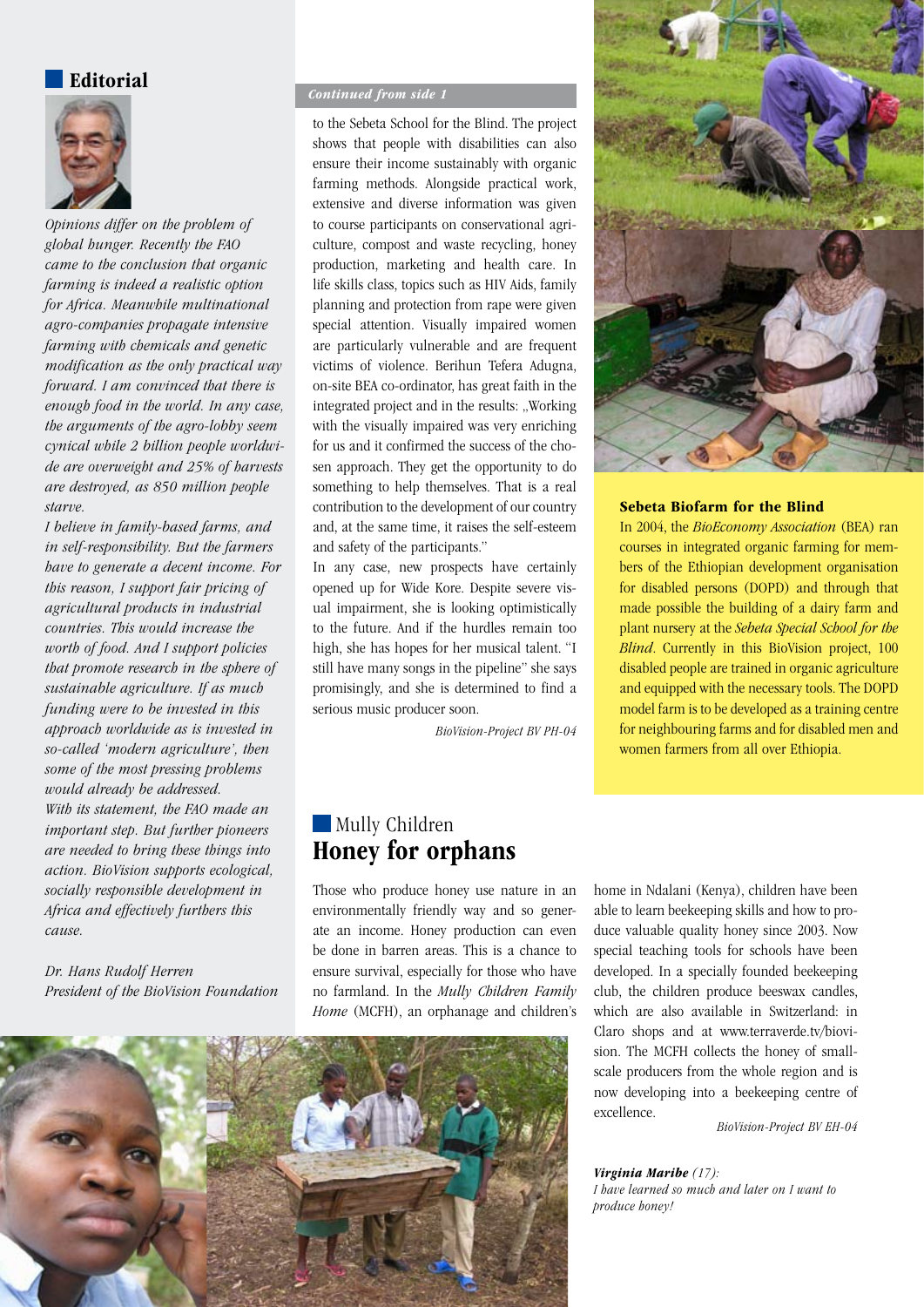## Editorial

*Opinions differ on the problem of global hunger. Recently the FAO came to the conclusion that organic farming is indeed a realistic option for Africa. Meanwhile multinational agro-companies propagate intensive farming with chemicals and genetic modification as the only practical way forward. I am convinced that there is enough food in the world. In any case, the arguments of the agro-lobby seem cynical while 2 billion people worldwide are overweight and 25% of harvests are destroyed, as 850 million people starve.*

*I believe in family-based farms, and in self-responsibility. But the farmers have to generate a decent income. For this reason, I support fair pricing of agricultural products in industrial countries. This would increase the worth of food. And I support policies that promote research in the sphere of sustainable agriculture. If as much funding were to be invested in this approach worldwide as is invested in so-called 'modern agriculture', then some of the most pressing problems would already be addressed.*

*With its statement, the FAO made an important step. But further pioneers are needed to bring these things into action. BioVision supports ecological, socially responsible development in Africa and effectively furthers this cause.*

*Dr. Hans Rudolf Herren*
*President of the BioVision Foundation*

***Continued from side 1***

to the Sebeta School for the Blind. The project shows that people with disabilities can also ensure their income sustainably with organic farming methods. Alongside practical work, extensive and diverse information was given to course participants on conservational agriculture, compost and waste recycling, honey production, marketing and health care. In life skills class, topics such as HIV Aids, family planning and protection from rape were given special attention. Visually impaired women are particularly vulnerable and are frequent victims of violence. Berihun Tefera Adugna, on-site BEA co-ordinator, has great faith in the integrated project and in the results: „Working with the visually impaired was very enriching for us and it confirmed the success of the chosen approach. They get the opportunity to do something to help themselves. That is a real contribution to the development of our country and, at the same time, it raises the self-esteem and safety of the participants."

In any case, new prospects have certainly opened up for Wide Kore. Despite severe visual impairment, she is looking optimistically to the future. And if the hurdles remain too high, she has hopes for her musical talent. "I still have many songs in the pipeline" she says promisingly, and she is determined to find a serious music producer soon.

*BioVision-Project BV PH-04*

### Sebeta Biofarm for the Blind

In 2004, the *BioEconomy Association* (BEA) ran courses in integrated organic farming for members of the Ethiopian development organisation for disabled persons (DOPD) and through that made possible the building of a dairy farm and plant nursery at the *Sebeta Special School for the Blind*. Currently in this BioVision project, 100 disabled people are trained in organic agriculture and equipped with the necessary tools. The DOPD model farm is to be developed as a training centre for neighbouring farms and for disabled men and women farmers from all over Ethiopia.

Mully Children

## Honey for orphans

Those who produce honey use nature in an environmentally friendly way and so generate an income. Honey production can even be done in barren areas. This is a chance to ensure survival, especially for those who have no farmland. In the *Mully Children Family Home* (MCFH), an orphanage and children's home in Ndalani (Kenya), children have been able to learn beekeeping skills and how to produce valuable quality honey since 2003. Now special teaching tools for schools have been developed. In a specially founded beekeeping club, the children produce beeswax candles, which are also available in Switzerland: in Claro shops and at www.terraverde.tv/biovision. The MCFH collects the honey of small-scale producers from the whole region and is now developing into a beekeeping centre of excellence.

*BioVision-Project BV EH-04*

***Virginia Maribe*** *(17):*
*I have learned so much and later on I want to produce honey!*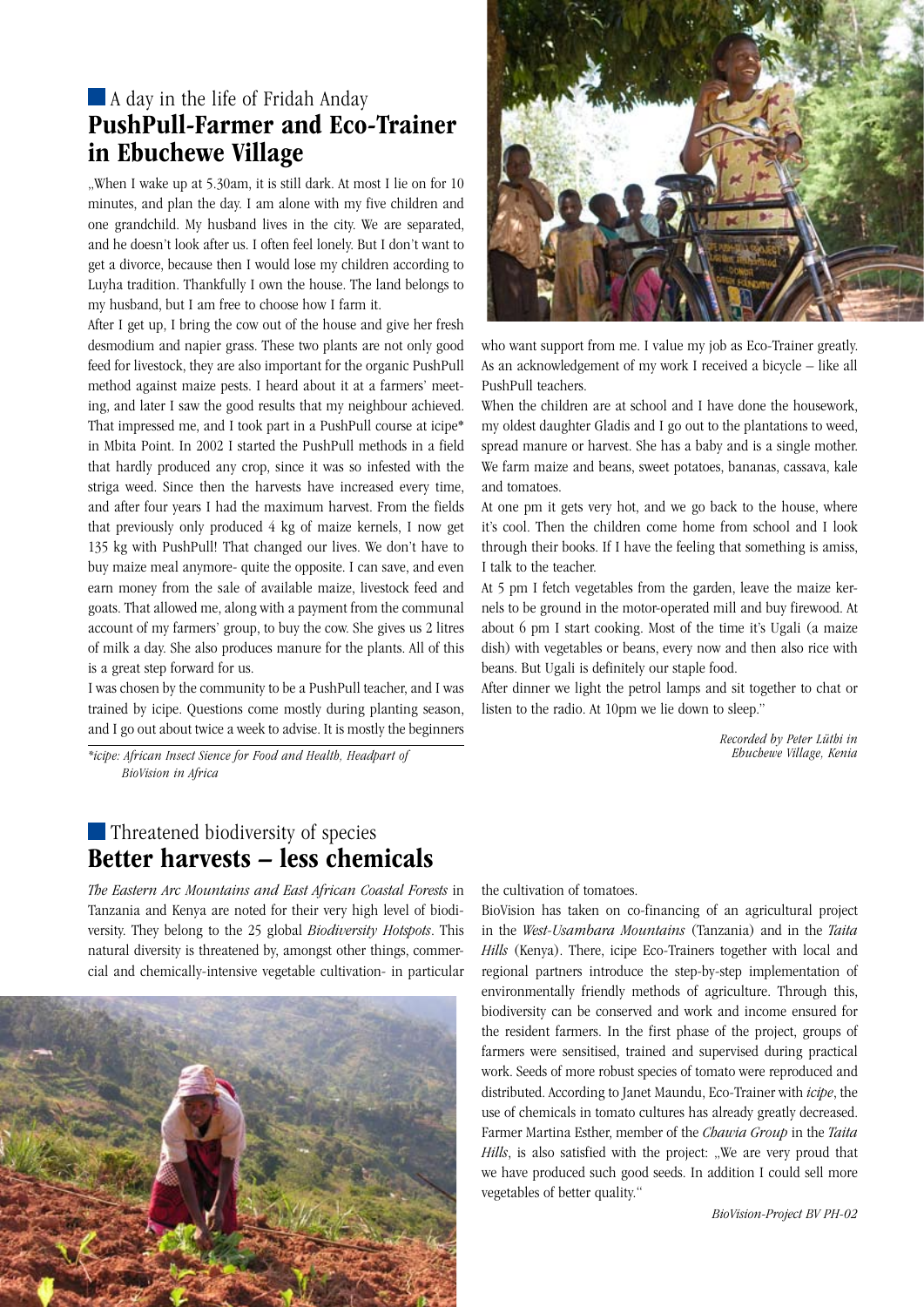## A day in the life of Fridah Anday

# PushPull-Farmer and Eco-Trainer in Ebuchewe Village

„When I wake up at 5.30am, it is still dark. At most I lie on for 10 minutes, and plan the day. I am alone with my five children and one grandchild. My husband lives in the city. We are separated, and he doesn't look after us. I often feel lonely. But I don't want to get a divorce, because then I would lose my children according to Luyha tradition. Thankfully I own the house. The land belongs to my husband, but I am free to choose how I farm it.

After I get up, I bring the cow out of the house and give her fresh desmodium and napier grass. These two plants are not only good feed for livestock, they are also important for the organic PushPull method against maize pests. I heard about it at a farmers' meeting, and later I saw the good results that my neighbour achieved. That impressed me, and I took part in a PushPull course at icipe* in Mbita Point. In 2002 I started the PushPull methods in a field that hardly produced any crop, since it was so infested with the striga weed. Since then the harvests have increased every time, and after four years I had the maximum harvest. From the fields that previously only produced 4 kg of maize kernels, I now get 135 kg with PushPull! That changed our lives. We don't have to buy maize meal anymore- quite the opposite. I can save, and even earn money from the sale of available maize, livestock feed and goats. That allowed me, along with a payment from the communal account of my farmers' group, to buy the cow. She gives us 2 litres of milk a day. She also produces manure for the plants. All of this is a great step forward for us.

I was chosen by the community to be a PushPull teacher, and I was trained by icipe. Questions come mostly during planting season, and I go out about twice a week to advise. It is mostly the beginners who want support from me. I value my job as Eco-Trainer greatly. As an acknowledgement of my work I received a bicycle – like all PushPull teachers.

When the children are at school and I have done the housework, my oldest daughter Gladis and I go out to the plantations to weed, spread manure or harvest. She has a baby and is a single mother. We farm maize and beans, sweet potatoes, bananas, cassava, kale and tomatoes.

At one pm it gets very hot, and we go back to the house, where it's cool. Then the children come home from school and I look through their books. If I have the feeling that something is amiss, I talk to the teacher.

At 5 pm I fetch vegetables from the garden, leave the maize kernels to be ground in the motor-operated mill and buy firewood. At about 6 pm I start cooking. Most of the time it's Ugali (a maize dish) with vegetables or beans, every now and then also rice with beans. But Ugali is definitely our staple food.

After dinner we light the petrol lamps and sit together to chat or listen to the radio. At 10pm we lie down to sleep."

*Recorded by Peter Lüthi in Ebuchewe Village, Kenia*

*\*icipe: African Insect Sience for Food and Health, Headpart of BioVision in Africa*

## Threatened biodiversity of species

# Better harvests – less chemicals

*The Eastern Arc Mountains and East African Coastal Forests* in Tanzania and Kenya are noted for their very high level of biodiversity. They belong to the 25 global *Biodiversity Hotspots*. This natural diversity is threatened by, amongst other things, commercial and chemically-intensive vegetable cultivation- in particular the cultivation of tomatoes.

BioVision has taken on co-financing of an agricultural project in the *West-Usambara Mountains* (Tanzania) and in the *Taita Hills* (Kenya). There, icipe Eco-Trainers together with local and regional partners introduce the step-by-step implementation of environmentally friendly methods of agriculture. Through this, biodiversity can be conserved and work and income ensured for the resident farmers. In the first phase of the project, groups of farmers were sensitised, trained and supervised during practical work. Seeds of more robust species of tomato were reproduced and distributed. According to Janet Maundu, Eco-Trainer with *icipe*, the use of chemicals in tomato cultures has already greatly decreased. Farmer Martina Esther, member of the *Chawia Group* in the *Taita Hills*, is also satisfied with the project: „We are very proud that we have produced such good seeds. In addition I could sell more vegetables of better quality."

*BioVision-Project BV PH-02*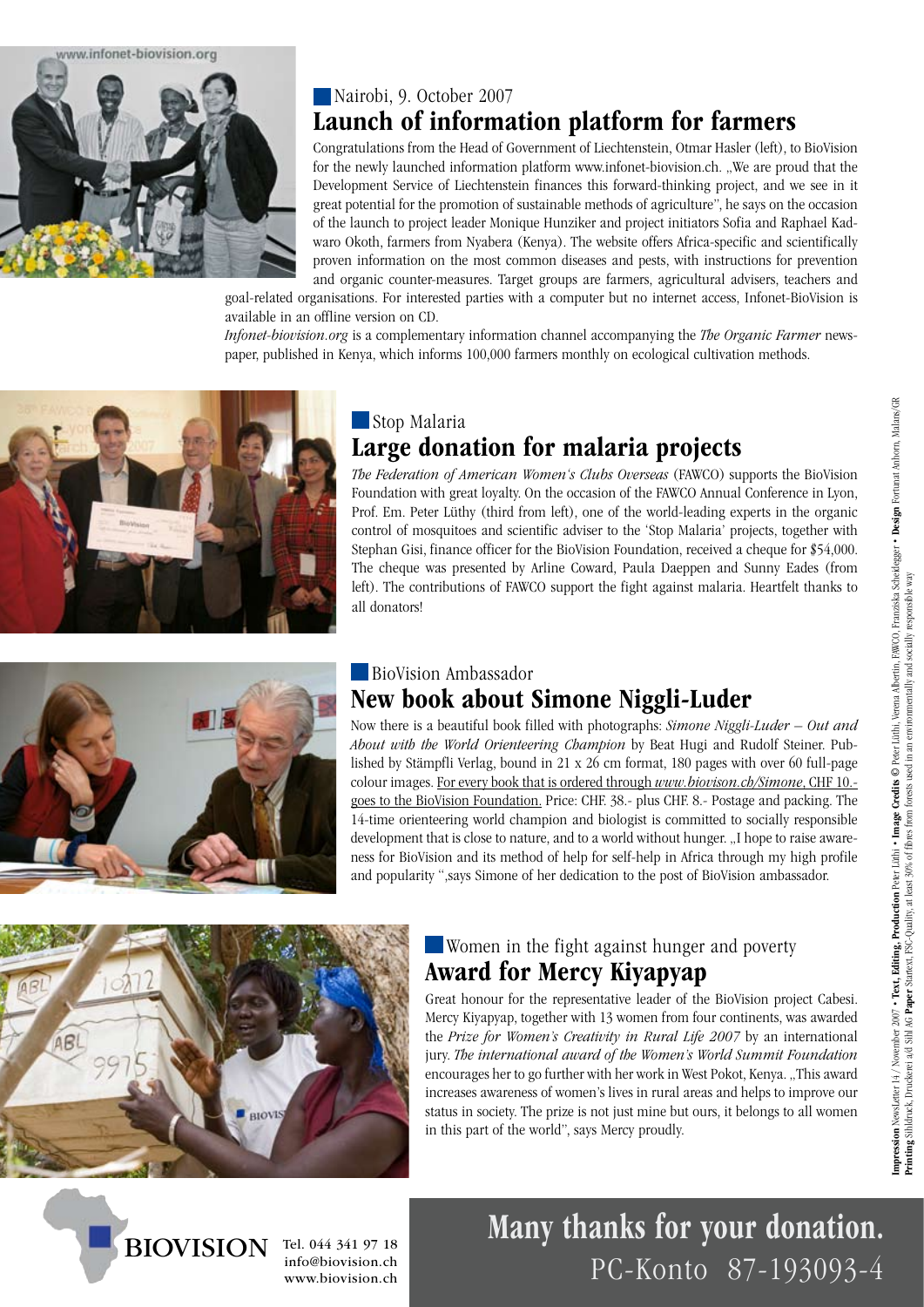Nairobi, 9. October 2007

## Launch of information platform for farmers

Congratulations from the Head of Government of Liechtenstein, Otmar Hasler (left), to BioVision for the newly launched information platform www.infonet-biovision.ch. „We are proud that the Development Service of Liechtenstein finances this forward-thinking project, and we see in it great potential for the promotion of sustainable methods of agriculture", he says on the occasion of the launch to project leader Monique Hunziker and project initiators Sofia and Raphael Kadwaro Okoth, farmers from Nyabera (Kenya). The website offers Africa-specific and scientifically proven information on the most common diseases and pests, with instructions for prevention and organic counter-measures. Target groups are farmers, agricultural advisers, teachers and goal-related organisations. For interested parties with a computer but no internet access, Infonet-BioVision is available in an offline version on CD.

*Infonet-biovision.org* is a complementary information channel accompanying the *The Organic Farmer* newspaper, published in Kenya, which informs 100,000 farmers monthly on ecological cultivation methods.

Stop Malaria

## Large donation for malaria projects

*The Federation of American Women's Clubs Overseas* (FAWCO) supports the BioVision Foundation with great loyalty. On the occasion of the FAWCO Annual Conference in Lyon, Prof. Em. Peter Lüthy (third from left), one of the world-leading experts in the organic control of mosquitoes and scientific adviser to the 'Stop Malaria' projects, together with Stephan Gisi, finance officer for the BioVision Foundation, received a cheque for \$54,000. The cheque was presented by Arline Coward, Paula Daeppen and Sunny Eades (from left). The contributions of FAWCO support the fight against malaria. Heartfelt thanks to all donators!

BioVision Ambassador

## New book about Simone Niggli-Luder

Now there is a beautiful book filled with photographs: *Simone Niggli-Luder – Out and About with the World Orienteering Champion* by Beat Hugi and Rudolf Steiner. Published by Stämpfli Verlag, bound in 21 x 26 cm format, 180 pages with over 60 full-page colour images. For every book that is ordered through *www.biovison.ch/Simone*, CHF 10.- goes to the BioVision Foundation. Price: CHF. 38.- plus CHF. 8.- Postage and packing. The 14-time orienteering world champion and biologist is committed to socially responsible development that is close to nature, and to a world without hunger. „I hope to raise awareness for BioVision and its method of help for self-help in Africa through my high profile and popularity ",says Simone of her dedication to the post of BioVision ambassador.

Women in the fight against hunger and poverty

## Award for Mercy Kiyapyap

Great honour for the representative leader of the BioVision project Cabesi. Mercy Kiyapyap, together with 13 women from four continents, was awarded the *Prize for Women's Creativity in Rural Life 2007* by an international jury. *The international award of the Women's World Summit Foundation* encourages her to go further with her work in West Pokot, Kenya. „This award increases awareness of women's lives in rural areas and helps to improve our status in society. The prize is not just mine but ours, it belongs to all women in this part of the world", says Mercy proudly.

**Impression** NewsLetter 14 / November 2007 • **Text, Editing, Production** Peter Lüthi • **Image Credits** © Peter Lüthi, Verena Albertin, FAWCO, Franziska Scheidegger • **Design** Fortunat Anhorn, Malans/GR
**Printing** Sihldruck, Druckerei a/d Sihl AG **Paper** Startext, FSC-Quality, at least 30% of fibres from forests used in an environmentally and socially responsible way

BIOVISION Tel. 044 341 97 18
info@biovision.ch
www.biovision.ch

## Many thanks for your donation.

PC-Konto 87-193093-4